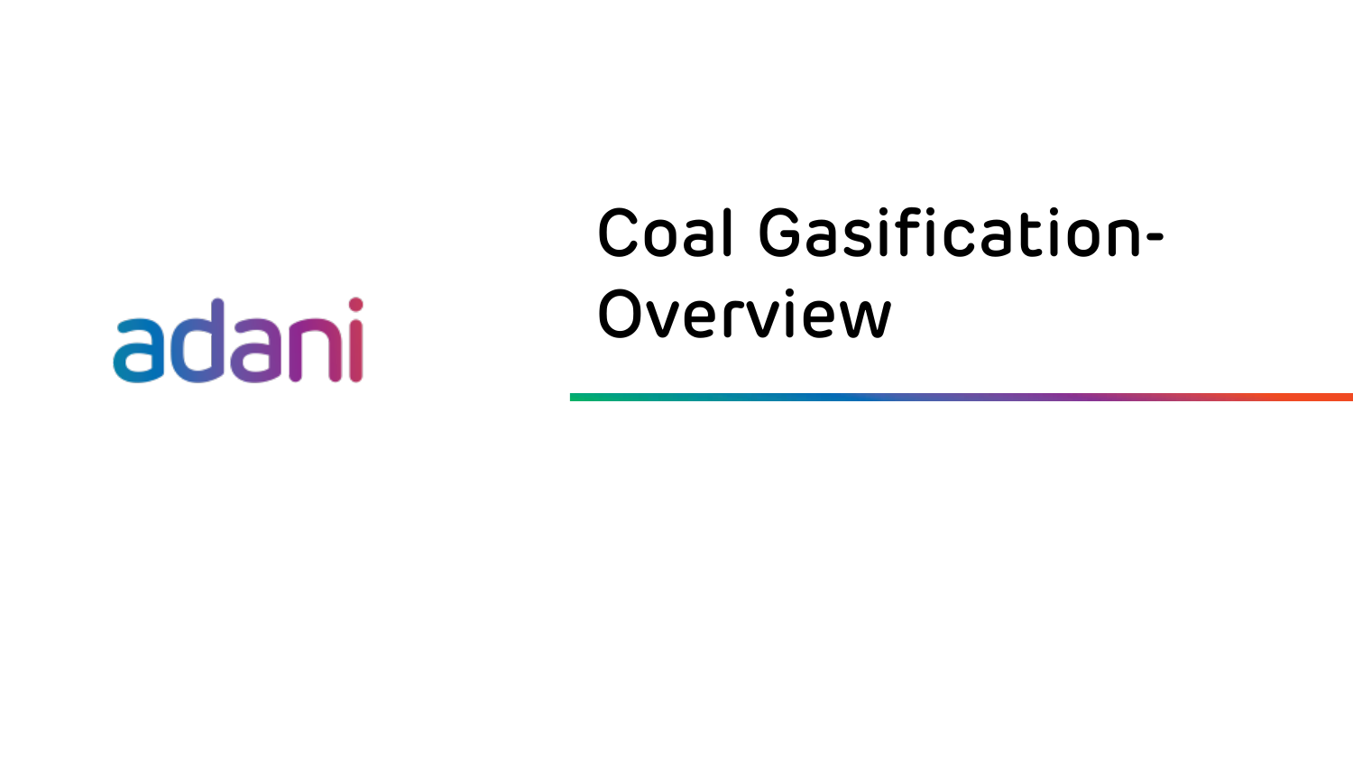adani

# Coal Gasification- Overview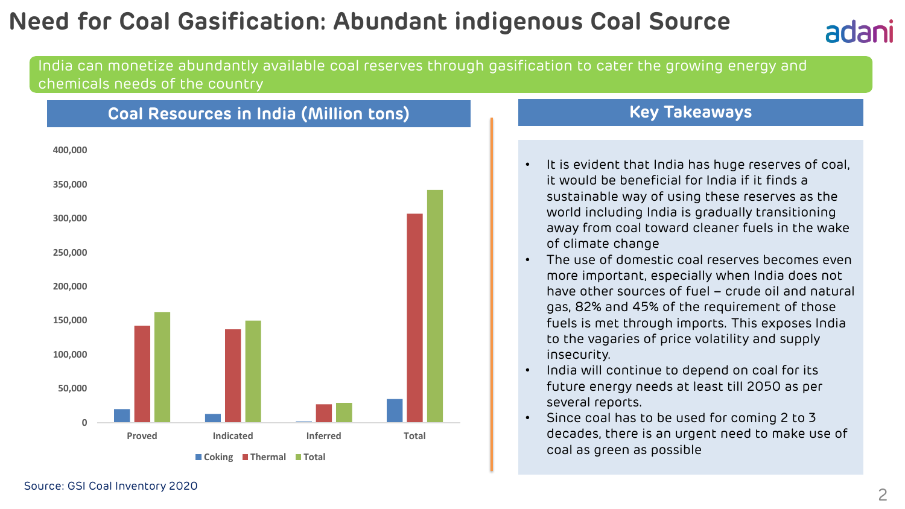# Need for Coal Gasification: Abundant indigenous Coal Source

India can monetize abundantly available coal reserves through gasification to cater the growing energy and chemicals needs of the country

## Coal Resources in India (Million tons)

Source: GSI Coal Inventory 2020

## Key Takeaways

- It is evident that India has huge reserves of coal, it would be beneficial for India if it finds a sustainable way of using these reserves as the world including India is gradually transitioning away from coal toward cleaner fuels in the wake of climate change
- The use of domestic coal reserves becomes even more important, especially when India does not have other sources of fuel – crude oil and natural gas, 82% and 45% of the requirement of those fuels is met through imports. This exposes India to the vagaries of price volatility and supply insecurity.
- India will continue to depend on coal for its future energy needs at least till 2050 as per several reports.
- Since coal has to be used for coming 2 to 3 decades, there is an urgent need to make use of coal as green as possible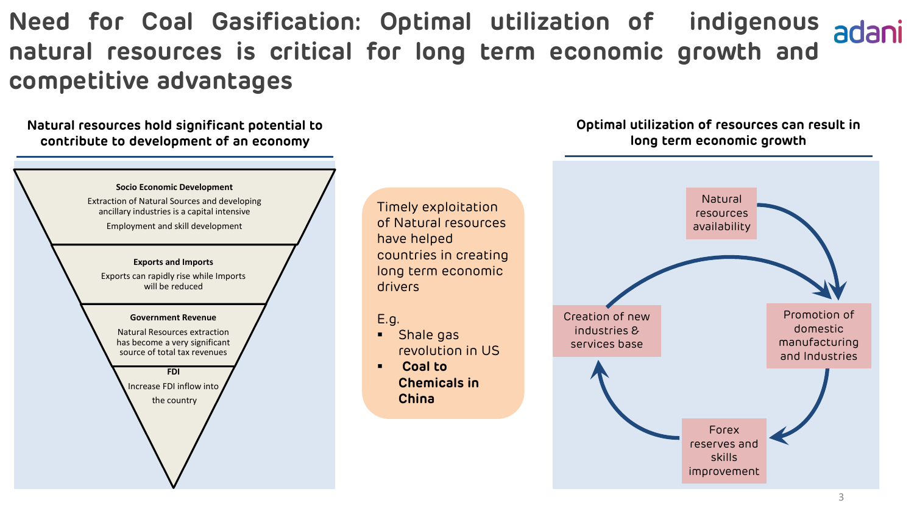# Need for Coal Gasification: Optimal utilization of indigenous natural resources is critical for long term economic growth and competitive advantages

## Natural resources hold significant potential to contribute to development of an economy

**Socio Economic Development**

Extraction of Natural Sources and developing ancillary industries is a capital intensive

Employment and skill development

**Exports and Imports**

Exports can rapidly rise while Imports will be reduced

**Government Revenue**

Natural Resources extraction has become a very significant source of total tax revenues

**FDI**

Increase FDI inflow into the country

---

Timely exploitation of Natural resources have helped countries in creating long term economic drivers

E.g.

- Shale gas revolution in US
- **Coal to Chemicals in China**

---

## Optimal utilization of resources can result in long term economic growth

- Natural resources availability
- Promotion of domestic manufacturing and Industries
- Forex reserves and skills improvement
- Creation of new industries & services base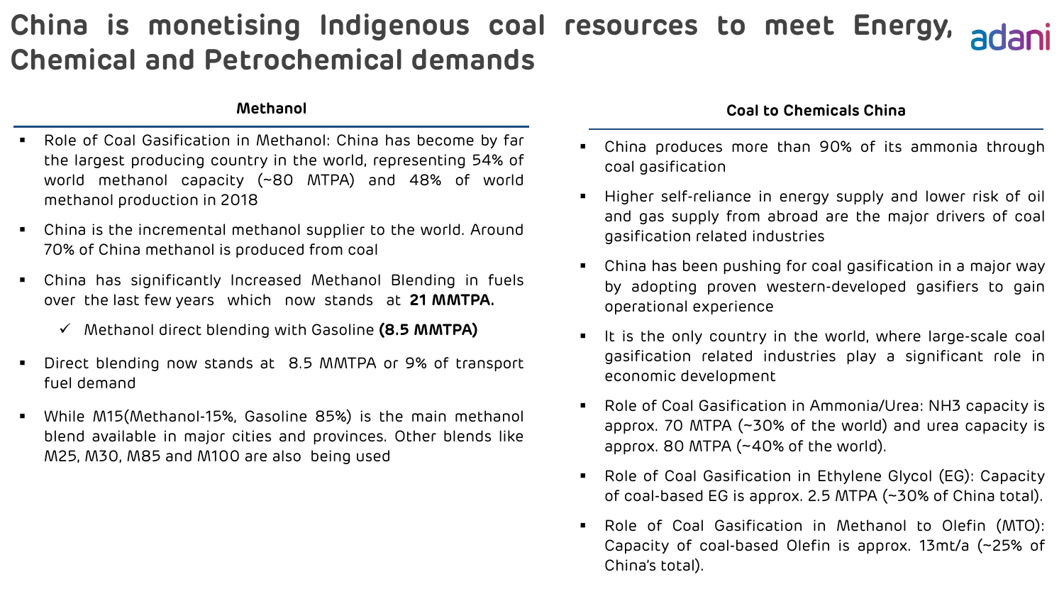# China is monetising Indigenous coal resources to meet Energy, Chemical and Petrochemical demands

## Methanol

- Role of Coal Gasification in Methanol: China has become by far the largest producing country in the world, representing 54% of world methanol capacity (~80 MTPA) and 48% of world methanol production in 2018
- China is the incremental methanol supplier to the world. Around 70% of China methanol is produced from coal
- China has significantly Increased Methanol Blending in fuels over the last few years which now stands at **21 MMTPA.**
  - ✓ Methanol direct blending with Gasoline **(8.5 MMTPA)**
- Direct blending now stands at 8.5 MMTPA or 9% of transport fuel demand
- While M15(Methanol-15%, Gasoline 85%) is the main methanol blend available in major cities and provinces. Other blends like M25, M30, M85 and M100 are also being used

## Coal to Chemicals China

- China produces more than 90% of its ammonia through coal gasification
- Higher self-reliance in energy supply and lower risk of oil and gas supply from abroad are the major drivers of coal gasification related industries
- China has been pushing for coal gasification in a major way by adopting proven western-developed gasifiers to gain operational experience
- It is the only country in the world, where large-scale coal gasification related industries play a significant role in economic development
- Role of Coal Gasification in Ammonia/Urea: $NH_3$ capacity is approx. 70 MTPA (~30% of the world) and urea capacity is approx. 80 MTPA (~40% of the world).
- Role of Coal Gasification in Ethylene Glycol (EG): Capacity of coal-based EG is approx. 2.5 MTPA (~30% of China total).
- Role of Coal Gasification in Methanol to Olefin (MTO): Capacity of coal-based Olefin is approx. 13mt/a (~25% of China's total).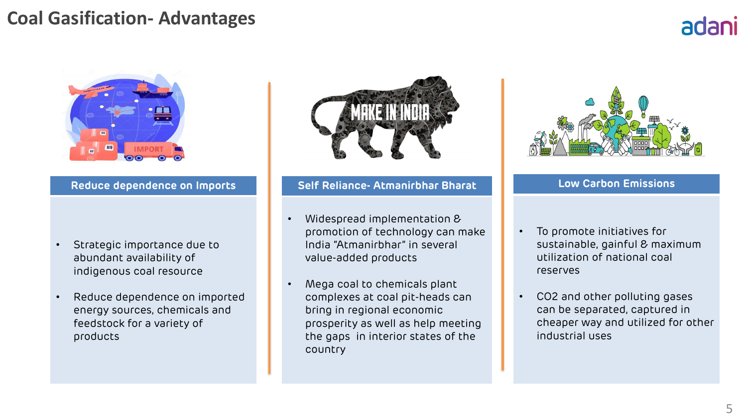# Coal Gasification- Advantages

## Reduce dependence on Imports

- Strategic importance due to abundant availability of indigenous coal resource
- Reduce dependence on imported energy sources, chemicals and feedstock for a variety of products

## Self Reliance- Atmanirbhar Bharat

- Widespread implementation & promotion of technology can make India "Atmanirbhar" in several value-added products
- Mega coal to chemicals plant complexes at coal pit-heads can bring in regional economic prosperity as well as help meeting the gaps in interior states of the country

## Low Carbon Emissions

- To promote initiatives for sustainable, gainful & maximum utilization of national coal reserves
- $CO_2$ and other polluting gases can be separated, captured in cheaper way and utilized for other industrial uses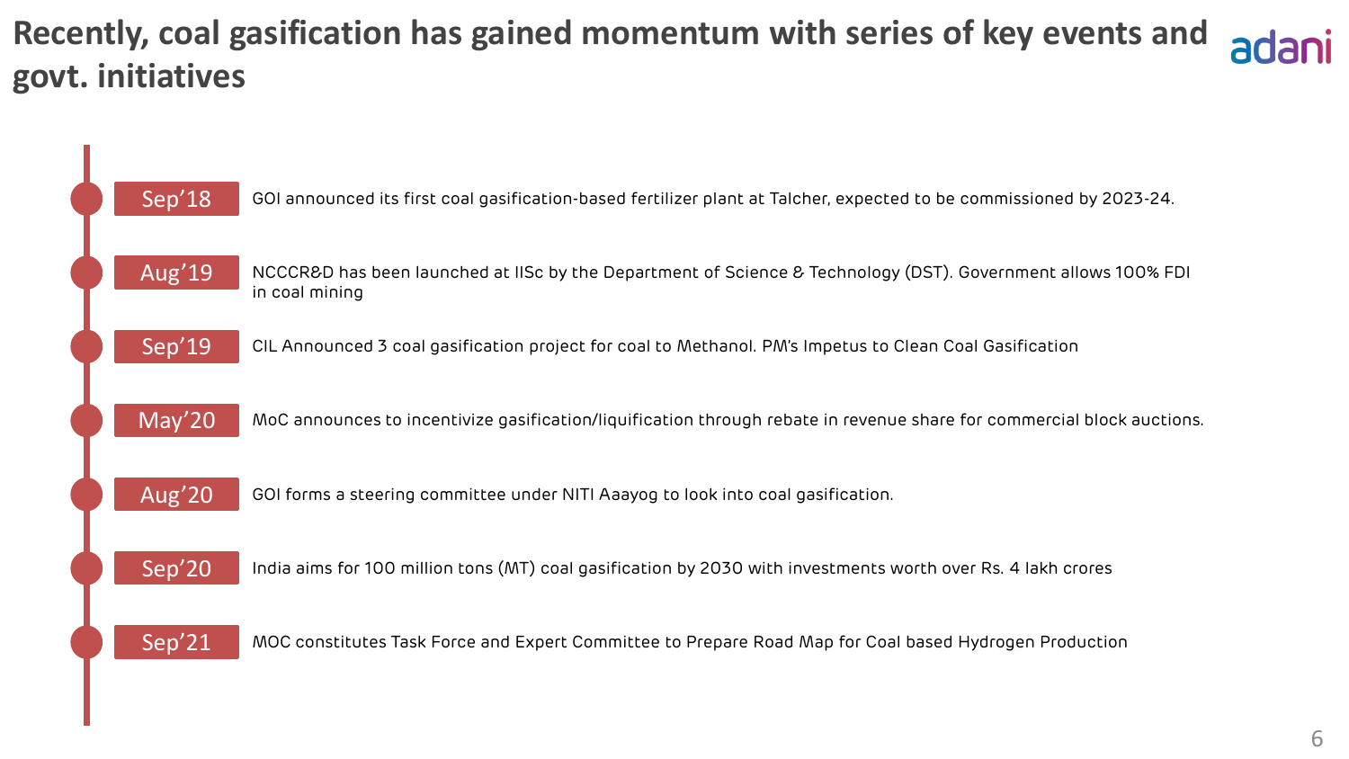# Recently, coal gasification has gained momentum with series of key events and govt. initiatives

- **Sep’18** — GOI announced its first coal gasification-based fertilizer plant at Talcher, expected to be commissioned by 2023-24.
- **Aug’19** — NCCCR&D has been launched at IISc by the Department of Science & Technology (DST). Government allows 100% FDI in coal mining
- **Sep’19** — CIL Announced 3 coal gasification project for coal to Methanol. PM’s Impetus to Clean Coal Gasification
- **May’20** — MoC announces to incentivize gasification/liquification through rebate in revenue share for commercial block auctions.
- **Aug’20** — GOI forms a steering committee under NITI Aaayog to look into coal gasification.
- **Sep’20** — India aims for 100 million tons (MT) coal gasification by 2030 with investments worth over Rs. 4 lakh crores
- **Sep’21** — MOC constitutes Task Force and Expert Committee to Prepare Road Map for Coal based Hydrogen Production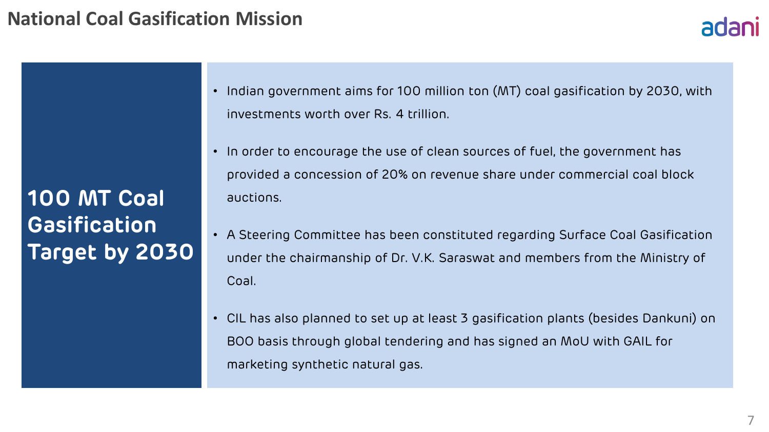# National Coal Gasification Mission

## 100 MT Coal Gasification Target by 2030

- Indian government aims for 100 million ton (MT) coal gasification by 2030, with investments worth over Rs. 4 trillion.
- In order to encourage the use of clean sources of fuel, the government has provided a concession of 20% on revenue share under commercial coal block auctions.
- A Steering Committee has been constituted regarding Surface Coal Gasification under the chairmanship of Dr. V.K. Saraswat and members from the Ministry of Coal.
- CIL has also planned to set up at least 3 gasification plants (besides Dankuni) on BOO basis through global tendering and has signed an MoU with GAIL for marketing synthetic natural gas.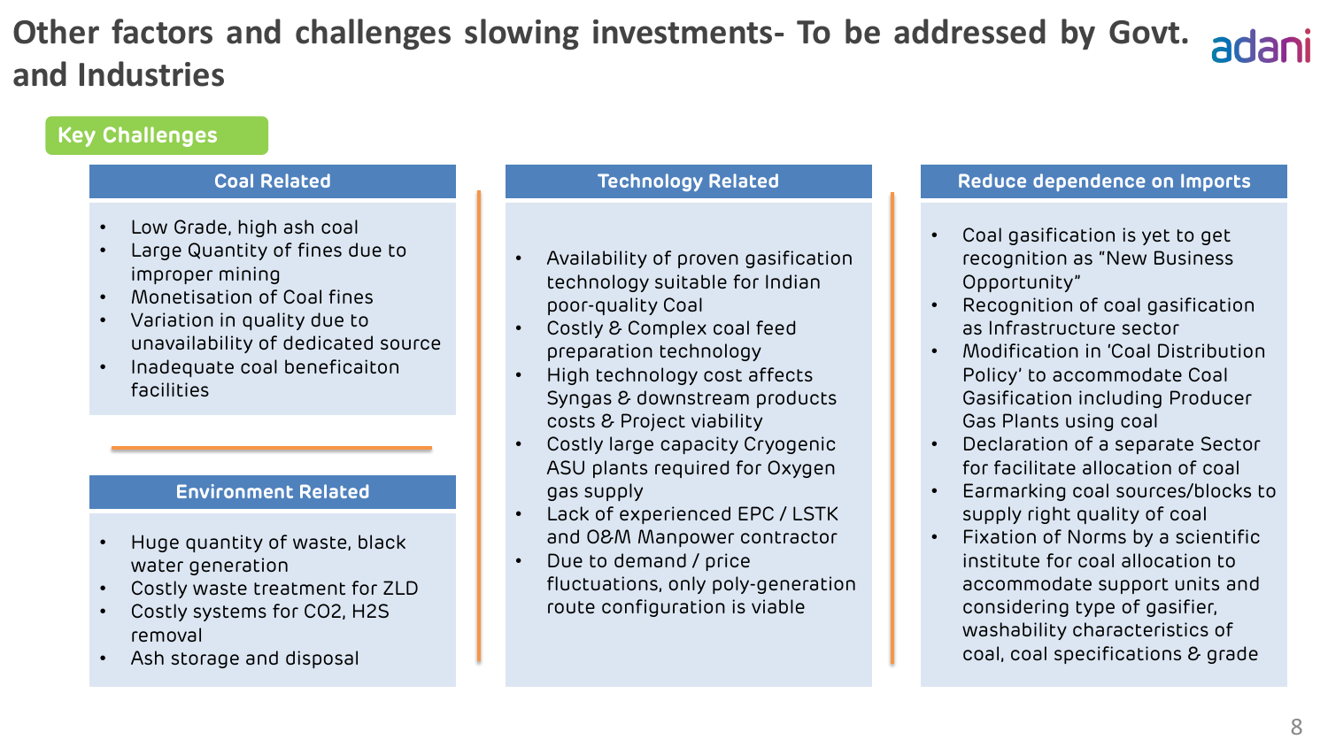# Other factors and challenges slowing investments- To be addressed by Govt. and Industries

**Key Challenges**

### Coal Related

- Low Grade, high ash coal
- Large Quantity of fines due to improper mining
- Monetisation of Coal fines
- Variation in quality due to unavailability of dedicated source
- Inadequate coal beneficaiton facilities

### Environment Related

- Huge quantity of waste, black water generation
- Costly waste treatment for ZLD
- Costly systems for CO2, H2S removal
- Ash storage and disposal

### Technology Related

- Availability of proven gasification technology suitable for Indian poor-quality Coal
- Costly & Complex coal feed preparation technology
- High technology cost affects Syngas & downstream products costs & Project viability
- Costly large capacity Cryogenic ASU plants required for Oxygen gas supply
- Lack of experienced EPC / LSTK and O&M Manpower contractor
- Due to demand / price fluctuations, only poly-generation route configuration is viable

### Reduce dependence on Imports

- Coal gasification is yet to get recognition as "New Business Opportunity"
- Recognition of coal gasification as Infrastructure sector
- Modification in 'Coal Distribution Policy' to accommodate Coal Gasification including Producer Gas Plants using coal
- Declaration of a separate Sector for facilitate allocation of coal
- Earmarking coal sources/blocks to supply right quality of coal
- Fixation of Norms by a scientific institute for coal allocation to accommodate support units and considering type of gasifier, washability characteristics of coal, coal specifications & grade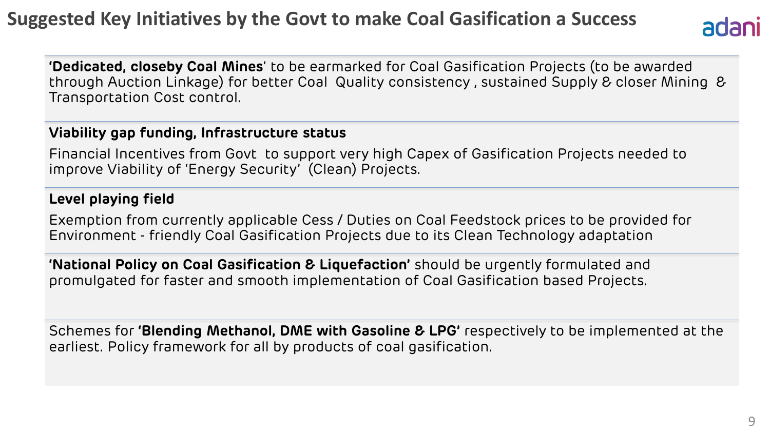# Suggested Key Initiatives by the Govt to make Coal Gasification a Success

**'Dedicated, closeby Coal Mines**' to be earmarked for Coal Gasification Projects (to be awarded through Auction Linkage) for better Coal Quality consistency , sustained Supply & closer Mining & Transportation Cost control.

**Viability gap funding, Infrastructure status**

Financial Incentives from Govt to support very high Capex of Gasification Projects needed to improve Viability of 'Energy Security' (Clean) Projects.

**Level playing field**

Exemption from currently applicable Cess / Duties on Coal Feedstock prices to be provided for Environment - friendly Coal Gasification Projects due to its Clean Technology adaptation

**'National Policy on Coal Gasification & Liquefaction'** should be urgently formulated and promulgated for faster and smooth implementation of Coal Gasification based Projects.

Schemes for **'Blending Methanol, DME with Gasoline & LPG'** respectively to be implemented at the earliest. Policy framework for all by products of coal gasification.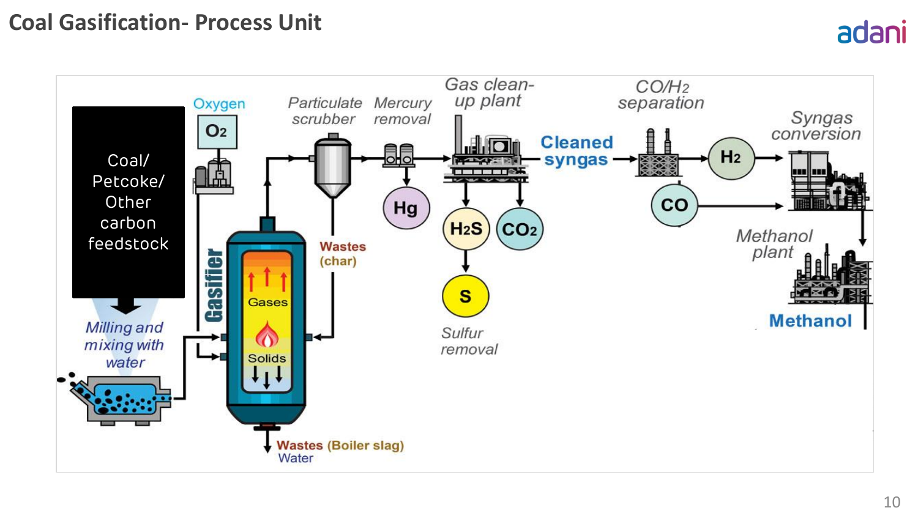# Coal Gasification- Process Unit

Coal/ Petcoke/ Other carbon feedstock

*Milling and mixing with water*

Oxygen

$O_2$

Gasifier

Gases

Solids

Wastes (Boiler slag)
Water

*Particulate scrubber*

Wastes (char)

*Mercury removal*

Hg

*Gas clean-up plant*

$H_2S$

$CO_2$

S

*Sulfur removal*

Cleaned syngas

*CO/H2 separation*

$H_2$

CO

*Syngas conversion*

*Methanol plant*

Methanol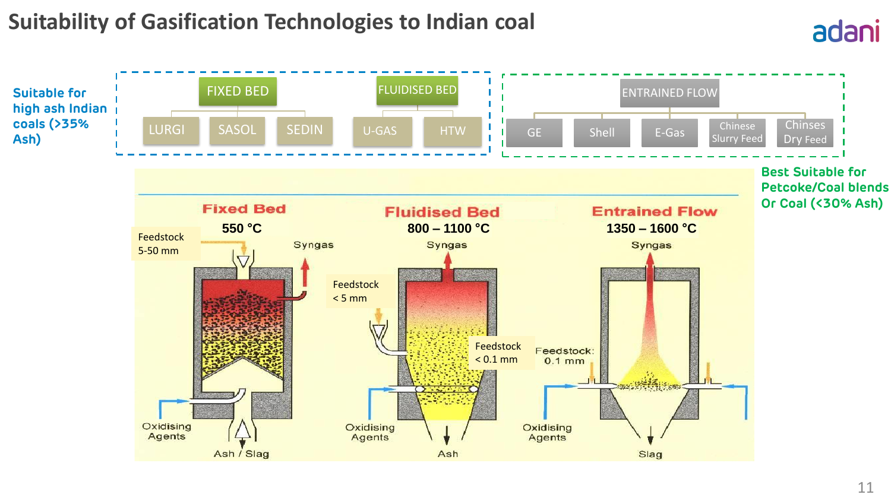# Suitability of Gasification Technologies to Indian coal

**Suitable for high ash Indian coals (>35% Ash)**

- FIXED BED
  - LURGI
  - SASOL
  - SEDIN
- FLUIDISED BED
  - U-GAS
  - HTW

**Best Suitable for Petcoke/Coal blends Or Coal (<30% Ash)**

- ENTRAINED FLOW
  - GE
  - Shell
  - E-Gas
  - Chinese Slurry Feed
  - Chinses Dry Feed

**Fixed Bed**
550 °C
Feedstock 5-50 mm
Syngas
Oxidising Agents
Ash / Slag

**Fluidised Bed**
800 – 1100 °C
Feedstock < 5 mm
Syngas
Oxidising Agents
Ash

**Entrained Flow**
1350 – 1600 °C
Feedstock < 0.1 mm
Feedstock: 0.1 mm
Syngas
Oxidising Agents
Slag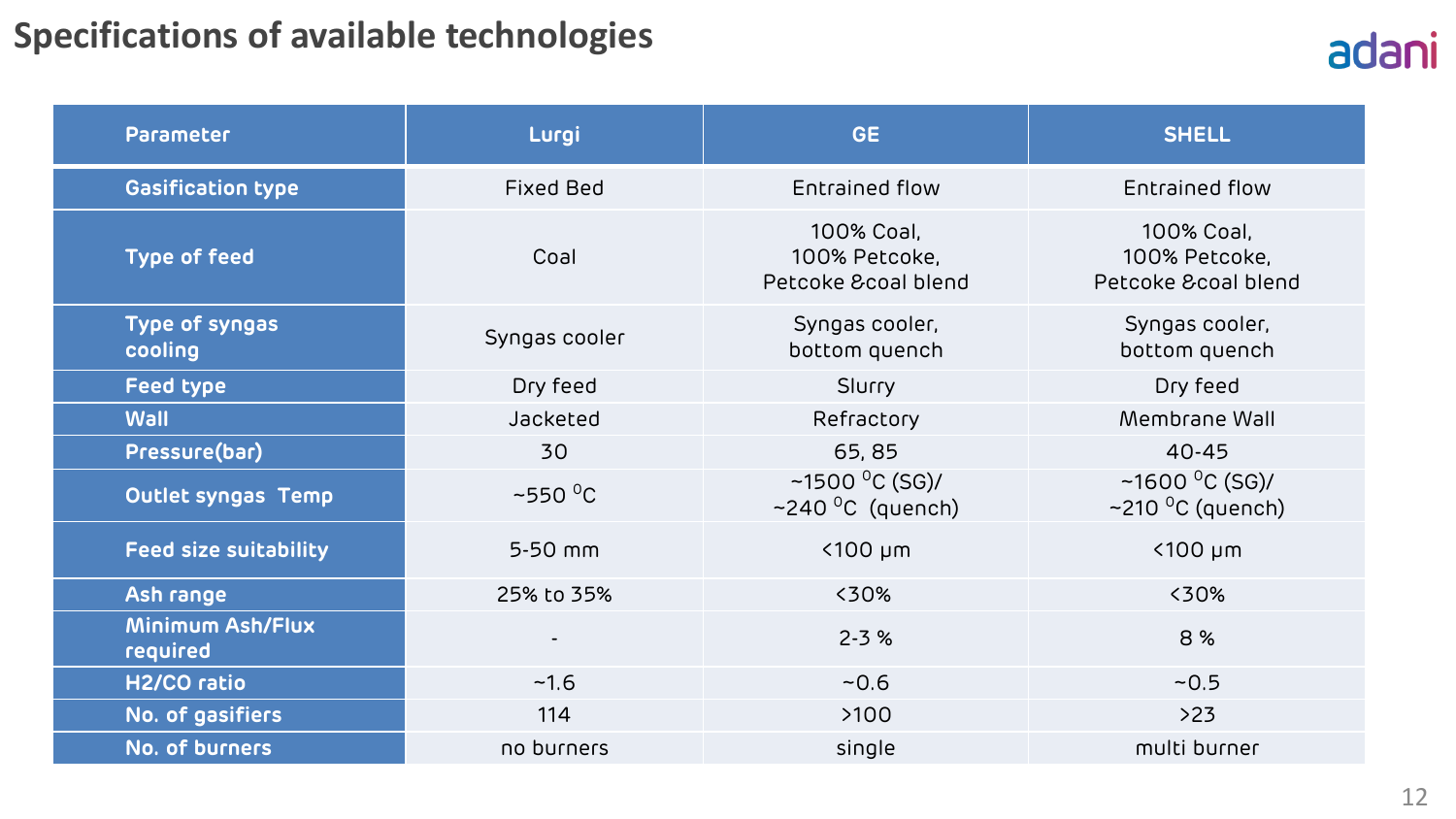# Specifications of available technologies

| Parameter | Lurgi | GE | SHELL |
|---|---|---|---|
| Gasification type | Fixed Bed | Entrained flow | Entrained flow |
| Type of feed | Coal | 100% Coal, 100% Petcoke, Petcoke &coal blend | 100% Coal, 100% Petcoke, Petcoke &coal blend |
| Type of syngas cooling | Syngas cooler | Syngas cooler, bottom quench | Syngas cooler, bottom quench |
| Feed type | Dry feed | Slurry | Dry feed |
| Wall | Jacketed | Refractory | Membrane Wall |
| Pressure(bar) | 30 | 65, 85 | 40-45 |
| Outlet syngas Temp | ~550 $^{0}$C | ~1500 $^{0}$C (SG)/ ~240 $^{0}$C (quench) | ~1600 $^{0}$C (SG)/ ~210 $^{0}$C (quench) |
| Feed size suitability | 5-50 mm | <100 μm | <100 μm |
| Ash range | 25% to 35% | <30% | <30% |
| Minimum Ash/Flux required | - | 2-3 % | 8 % |
| $H_2$/CO ratio | ~1.6 | ~0.6 | ~0.5 |
| No. of gasifiers | 114 | >100 | >23 |
| No. of burners | no burners | single | multi burner |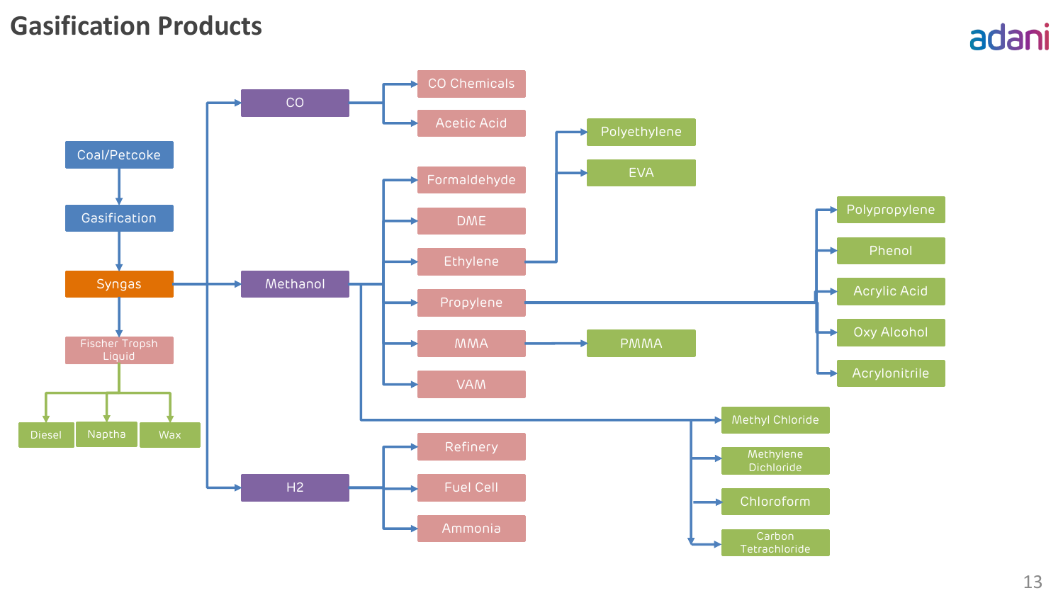# Gasification Products

- Coal/Petcoke
  - Gasification
    - Syngas
      - CO
        - CO Chemicals
        - Acetic Acid
      - Methanol
        - Formaldehyde
        - DME
        - Ethylene
          - Polyethylene
          - EVA
        - Propylene
          - Polypropylene
          - Phenol
          - Acrylic Acid
          - Oxy Alcohol
          - Acrylonitrile
        - MMA
          - PMMA
        - VAM
        - Methyl Chloride
        - Methylene Dichloride
        - Chloroform
        - Carbon Tetrachloride
      - H2
        - Refinery
        - Fuel Cell
        - Ammonia
      - Fischer Tropsh Liquid
        - Diesel
        - Naptha
        - Wax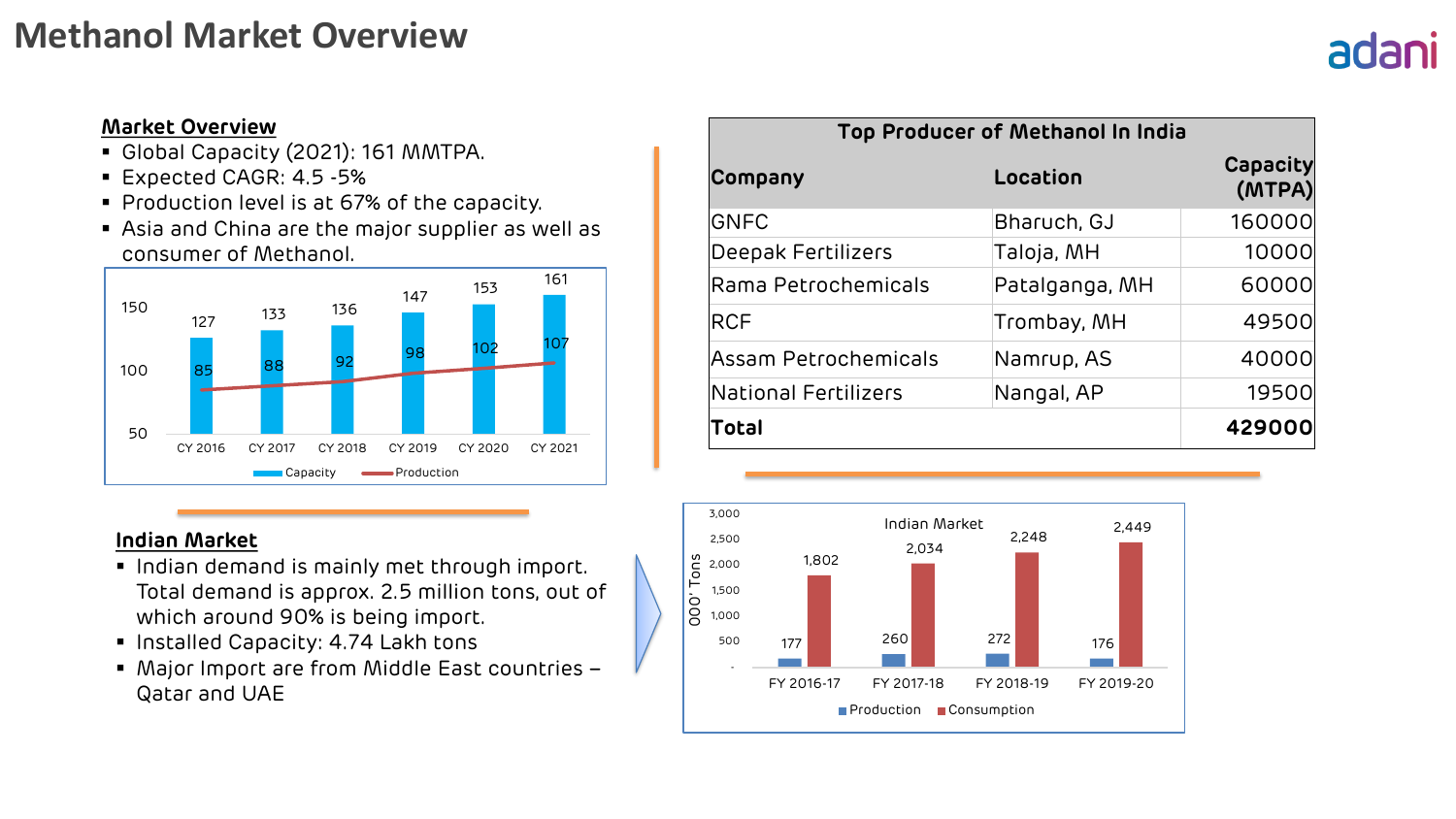# Methanol Market Overview

## Market Overview

- Global Capacity (2021): 161 MMTPA.
- Expected CAGR: 4.5 -5%
- Production level is at 67% of the capacity.
- Asia and China are the major supplier as well as consumer of Methanol.

| | CY 2016 | CY 2017 | CY 2018 | CY 2019 | CY 2020 | CY 2021 |
|---|---|---|---|---|---|---|
| Capacity | 127 | 133 | 136 | 147 | 153 | 161 |
| Production | 85 | 88 | 92 | 98 | 102 | 107 |

## Indian Market

- Indian demand is mainly met through import. Total demand is approx. 2.5 million tons, out of which around 90% is being import.
- Installed Capacity: 4.74 Lakh tons
- Major Import are from Middle East countries – Qatar and UAE

| Top Producer of Methanol In India | | |
|---|---|---|
| **Company** | **Location** | **Capacity (MTPA)** |
| GNFC | Bharuch, GJ | 160000 |
| Deepak Fertilizers | Taloja, MH | 10000 |
| Rama Petrochemicals | Patalganga, MH | 60000 |
| RCF | Trombay, MH | 49500 |
| Assam Petrochemicals | Namrup, AS | 40000 |
| National Fertilizers | Nangal, AP | 19500 |
| **Total** | | **429000** |

Indian Market ('000 Tons)

| | FY 2016-17 | FY 2017-18 | FY 2018-19 | FY 2019-20 |
|---|---|---|---|---|
| Production | 177 | 260 | 272 | 176 |
| Consumption | 1,802 | 2,034 | 2,248 | 2,449 |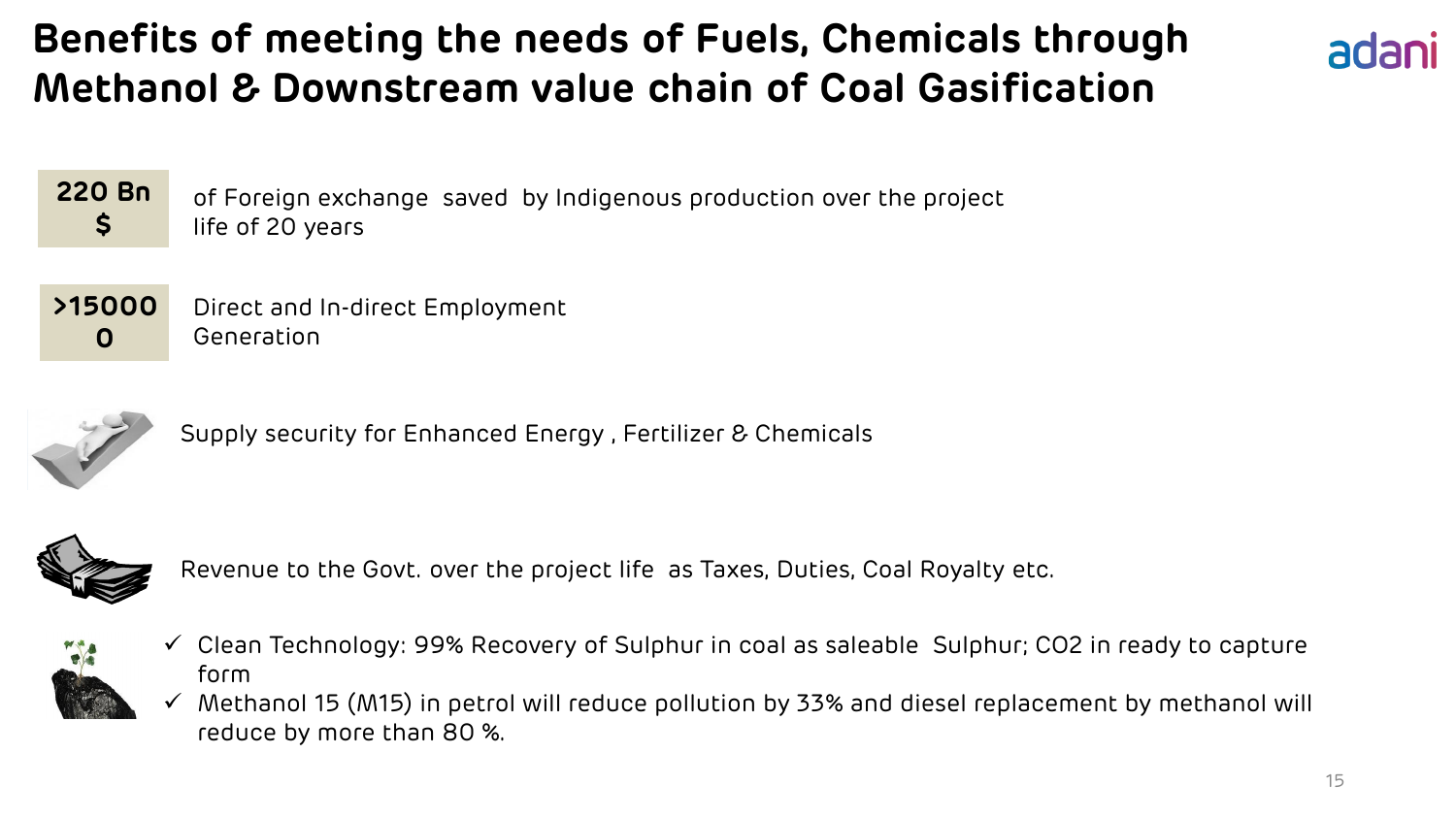# Benefits of meeting the needs of Fuels, Chemicals through Methanol & Downstream value chain of Coal Gasification

**220 Bn $** of Foreign exchange saved by Indigenous production over the project life of 20 years

**>150000** Direct and In-direct Employment Generation

Supply security for Enhanced Energy , Fertilizer & Chemicals

Revenue to the Govt. over the project life as Taxes, Duties, Coal Royalty etc.

- ✓ Clean Technology: 99% Recovery of Sulphur in coal as saleable Sulphur; CO2 in ready to capture form
- ✓ Methanol 15 (M15) in petrol will reduce pollution by 33% and diesel replacement by methanol will reduce by more than 80 %.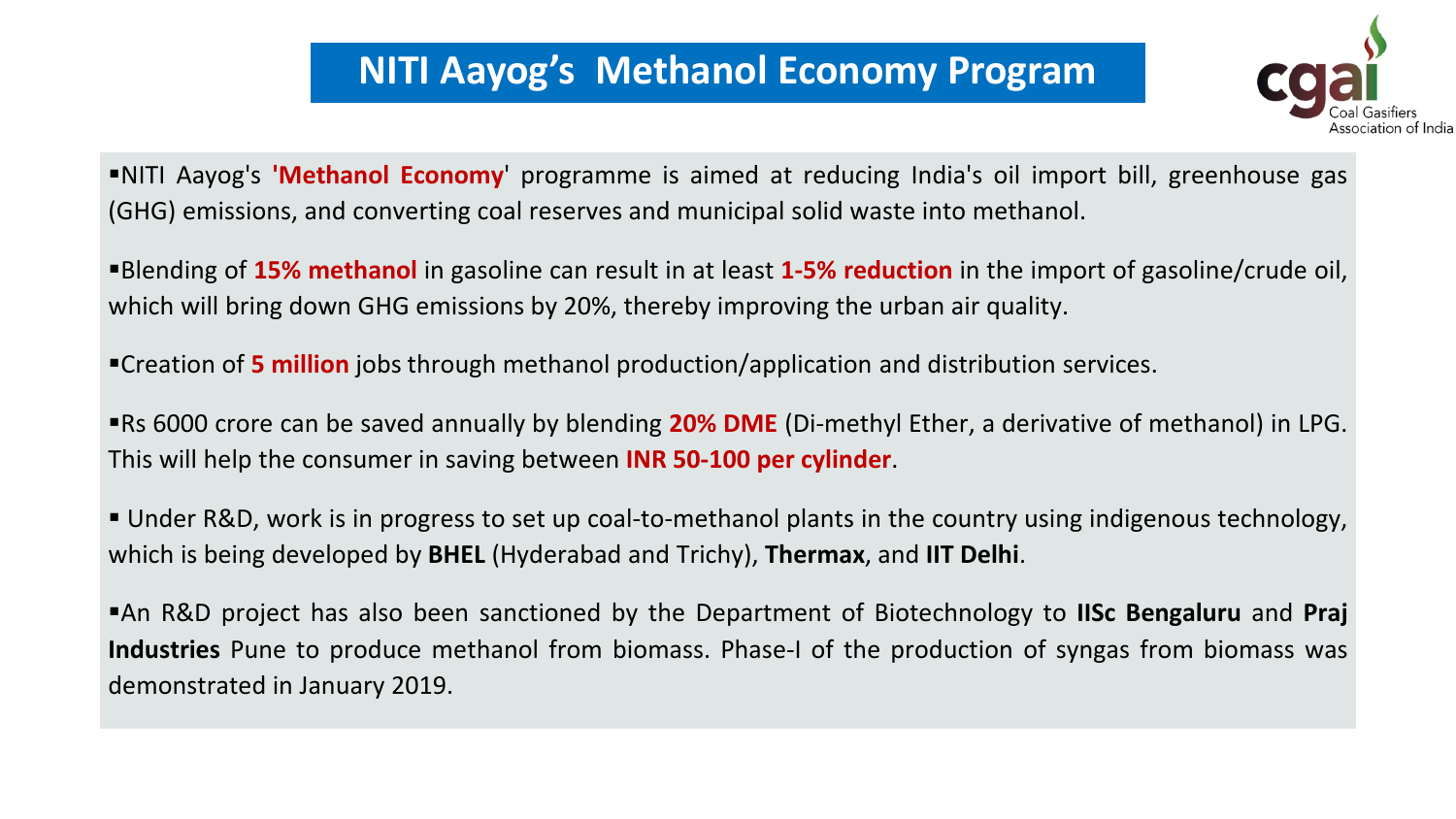# NITI Aayog's Methanol Economy Program

- NITI Aayog's **'Methanol Economy'** programme is aimed at reducing India's oil import bill, greenhouse gas (GHG) emissions, and converting coal reserves and municipal solid waste into methanol.
- Blending of **15% methanol** in gasoline can result in at least **1-5% reduction** in the import of gasoline/crude oil, which will bring down GHG emissions by 20%, thereby improving the urban air quality.
- Creation of **5 million** jobs through methanol production/application and distribution services.
- Rs 6000 crore can be saved annually by blending **20% DME** (Di-methyl Ether, a derivative of methanol) in LPG. This will help the consumer in saving between **INR 50-100 per cylinder**.
- Under R&D, work is in progress to set up coal-to-methanol plants in the country using indigenous technology, which is being developed by **BHEL** (Hyderabad and Trichy), **Thermax**, and **IIT Delhi**.
- An R&D project has also been sanctioned by the Department of Biotechnology to **IISc Bengaluru** and **Praj Industries** Pune to produce methanol from biomass. Phase-I of the production of syngas from biomass was demonstrated in January 2019.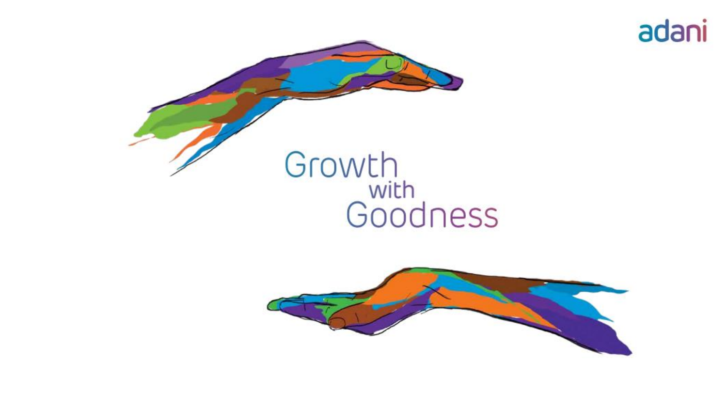adani

Growth
with
Goodness